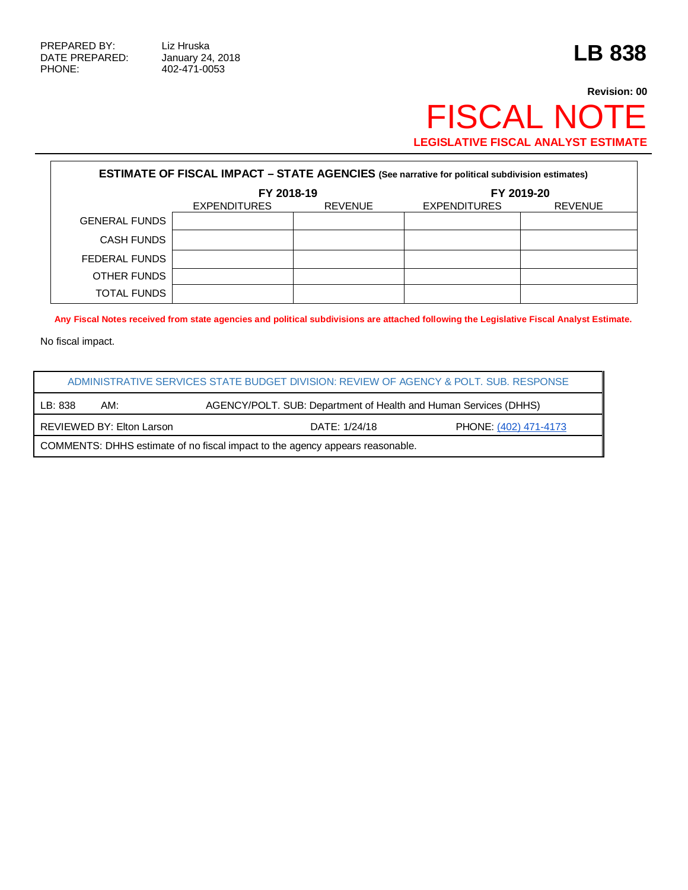PREPARED BY: Liz Hruska
DATE PREPARED: January 24, 2018
PHONE: 402-471-0053

# LB 838

**Revision: 00**

# FISCAL NOTE

**LEGISLATIVE FISCAL ANALYST ESTIMATE**

| **ESTIMATE OF FISCAL IMPACT – STATE AGENCIES** (See narrative for political subdivision estimates) | | | | |
|---|---|---|---|---|
| | **FY 2018-19** | | **FY 2019-20** | |
| | EXPENDITURES | REVENUE | EXPENDITURES | REVENUE |
| GENERAL FUNDS | | | | |
| CASH FUNDS | | | | |
| FEDERAL FUNDS | | | | |
| OTHER FUNDS | | | | |
| TOTAL FUNDS | | | | |

**Any Fiscal Notes received from state agencies and political subdivisions are attached following the Legislative Fiscal Analyst Estimate.**

No fiscal impact.

| ADMINISTRATIVE SERVICES STATE BUDGET DIVISION: REVIEW OF AGENCY & POLT. SUB. RESPONSE | | |
|---|---|---|
| LB: 838 AM: | AGENCY/POLT. SUB: Department of Health and Human Services (DHHS) | |
| REVIEWED BY: Elton Larson | DATE: 1/24/18 | PHONE: (402) 471-4173 |
| COMMENTS: DHHS estimate of no fiscal impact to the agency appears reasonable. | | |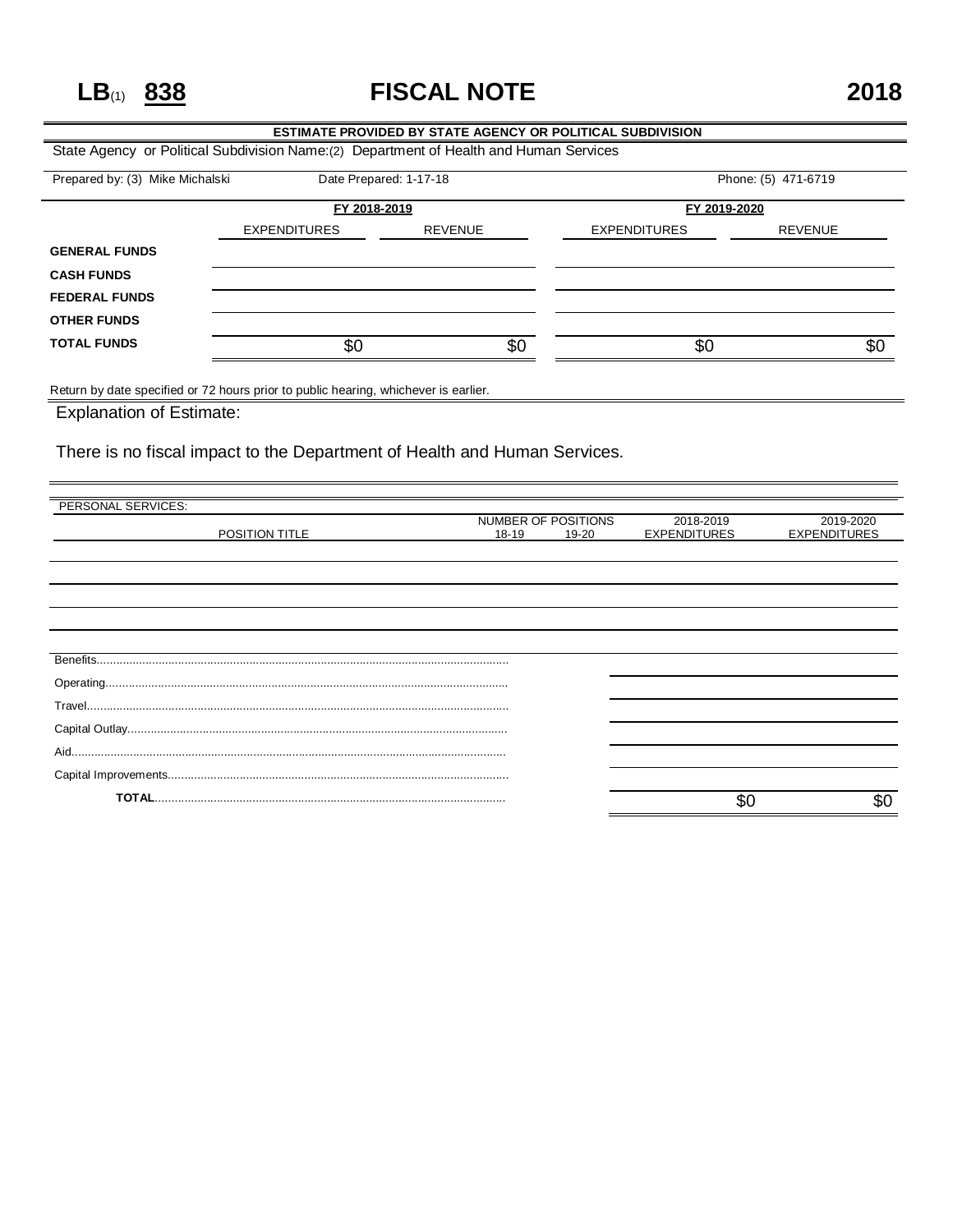# LB(1) 838 FISCAL NOTE 2018

**ESTIMATE PROVIDED BY STATE AGENCY OR POLITICAL SUBDIVISION**

State Agency or Political Subdivision Name:(2) Department of Health and Human Services

Prepared by: (3) Mike Michalski | Date Prepared: 1-17-18 | Phone: (5) 471-6719

| | FY 2018-2019 | | FY 2019-2020 | |
|---|---|---|---|---|
| | EXPENDITURES | REVENUE | EXPENDITURES | REVENUE |
| **GENERAL FUNDS** | | | | |
| **CASH FUNDS** | | | | |
| **FEDERAL FUNDS** | | | | |
| **OTHER FUNDS** | | | | |
| **TOTAL FUNDS** | $0 | $0 | $0 | $0 |

Return by date specified or 72 hours prior to public hearing, whichever is earlier.

Explanation of Estimate:

There is no fiscal impact to the Department of Health and Human Services.

PERSONAL SERVICES:

| POSITION TITLE | NUMBER OF POSITIONS 18-19 | NUMBER OF POSITIONS 19-20 | 2018-2019 EXPENDITURES | 2019-2020 EXPENDITURES |
|---|---|---|---|---|
| | | | | |
| Benefits | | | | |
| Operating | | | | |
| Travel | | | | |
| Capital Outlay | | | | |
| Aid | | | | |
| Capital Improvements | | | | |
| **TOTAL** | | | $0 | $0 |